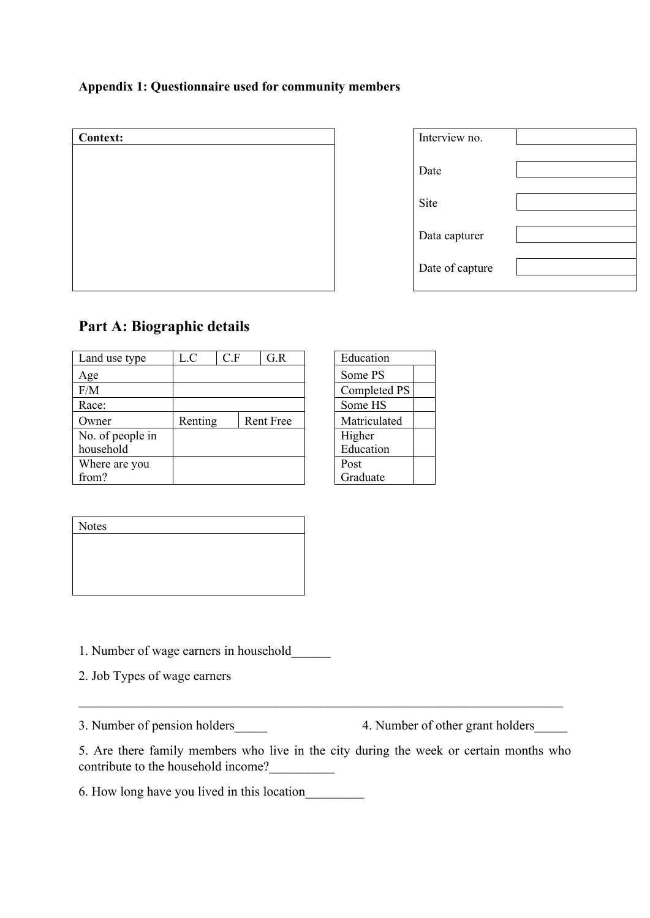**Appendix 1: Questionnaire used for community members**

| Context: |
| --- |
| |

| Interview no. | |
| --- | --- |
| Date | |
| Site | |
| Data capturer | |
| Date of capture | |

## Part A: Biographic details

| Land use type | L.C | C.F | G.R |
| --- | --- | --- | --- |
| Age | | | |
| F/M | | | |
| Race: | | | |
| Owner | Renting | | Rent Free |
| No. of people in household | | | |
| Where are you from? | | | |

| Education | |
| --- | --- |
| Some PS | |
| Completed PS | |
| Some HS | |
| Matriculated | |
| Higher Education | |
| Post Graduate | |

| Notes |
| --- |
| |

1. Number of wage earners in household______

2. Job Types of wage earners

_____________________________________________________________________________

3. Number of pension holders_____ 4. Number of other grant holders_____

5. Are there family members who live in the city during the week or certain months who contribute to the household income?__________

6. How long have you lived in this location_________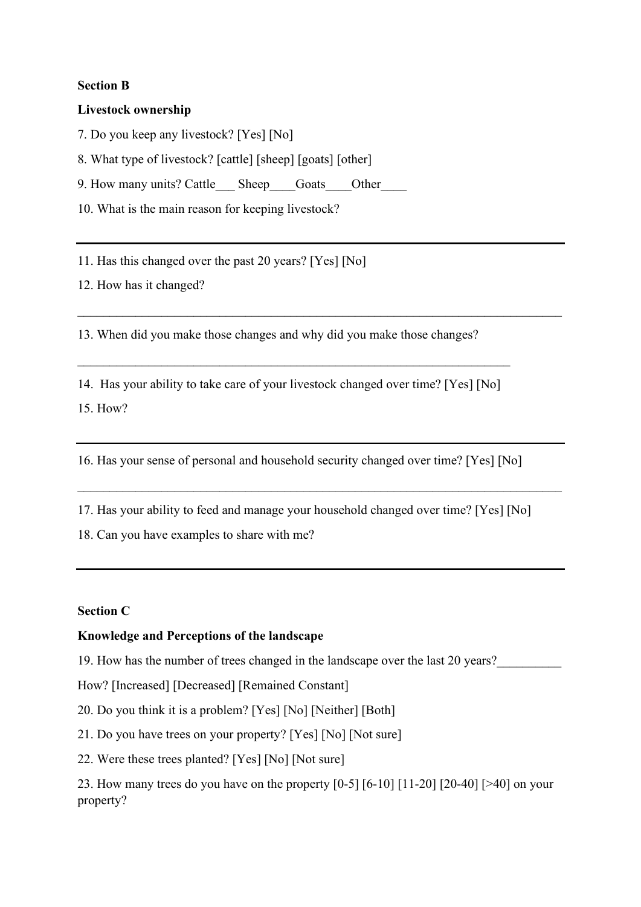**Section B**

**Livestock ownership**

7. Do you keep any livestock? [Yes] [No]

8. What type of livestock? [cattle] [sheep] [goats] [other]

9. How many units? Cattle___ Sheep____Goats____Other____

10. What is the main reason for keeping livestock?

---

11. Has this changed over the past 20 years? [Yes] [No]

12. How has it changed?

___________________________________________________________________________

13. When did you make those changes and why did you make those changes?

___________________________________________________________________

14. Has your ability to take care of your livestock changed over time? [Yes] [No]

15. How?

---

16. Has your sense of personal and household security changed over time? [Yes] [No]

___________________________________________________________________________

17. Has your ability to feed and manage your household changed over time? [Yes] [No]

18. Can you have examples to share with me?

---

**Section C**

**Knowledge and Perceptions of the landscape**

19. How has the number of trees changed in the landscape over the last 20 years?__________

How? [Increased] [Decreased] [Remained Constant]

20. Do you think it is a problem? [Yes] [No] [Neither] [Both]

21. Do you have trees on your property? [Yes] [No] [Not sure]

22. Were these trees planted? [Yes] [No] [Not sure]

23. How many trees do you have on the property [0-5] [6-10] [11-20] [20-40] [>40] on your property?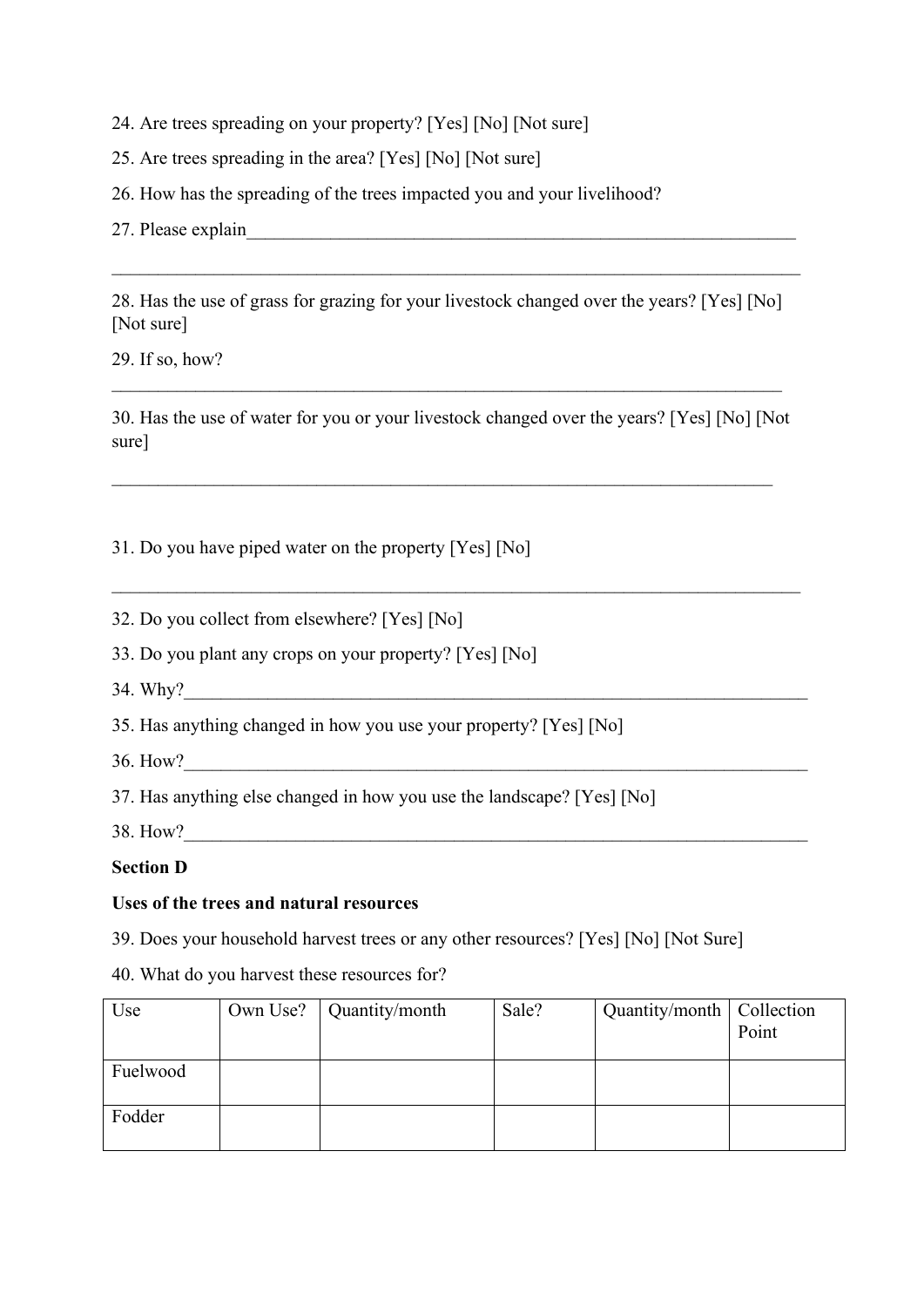24. Are trees spreading on your property? [Yes] [No] [Not sure]

25. Are trees spreading in the area? [Yes] [No] [Not sure]

26. How has the spreading of the trees impacted you and your livelihood?

27. Please explain_____________________________________________________________

______________________________________________________________________

28. Has the use of grass for grazing for your livestock changed over the years? [Yes] [No] [Not sure]

29. If so, how?

______________________________________________________________________

30. Has the use of water for you or your livestock changed over the years? [Yes] [No] [Not sure]

______________________________________________________________________

31. Do you have piped water on the property [Yes] [No]

______________________________________________________________________

32. Do you collect from elsewhere? [Yes] [No]

33. Do you plant any crops on your property? [Yes] [No]

34. Why?_____________________________________________________________________

35. Has anything changed in how you use your property? [Yes] [No]

36. How?_____________________________________________________________________

37. Has anything else changed in how you use the landscape? [Yes] [No]

38. How?_____________________________________________________________________

**Section D**

**Uses of the trees and natural resources**

39. Does your household harvest trees or any other resources? [Yes] [No] [Not Sure]

40. What do you harvest these resources for?

| Use | Own Use? | Quantity/month | Sale? | Quantity/month | Collection Point |
|---|---|---|---|---|---|
| Fuelwood | | | | | |
| Fodder | | | | | |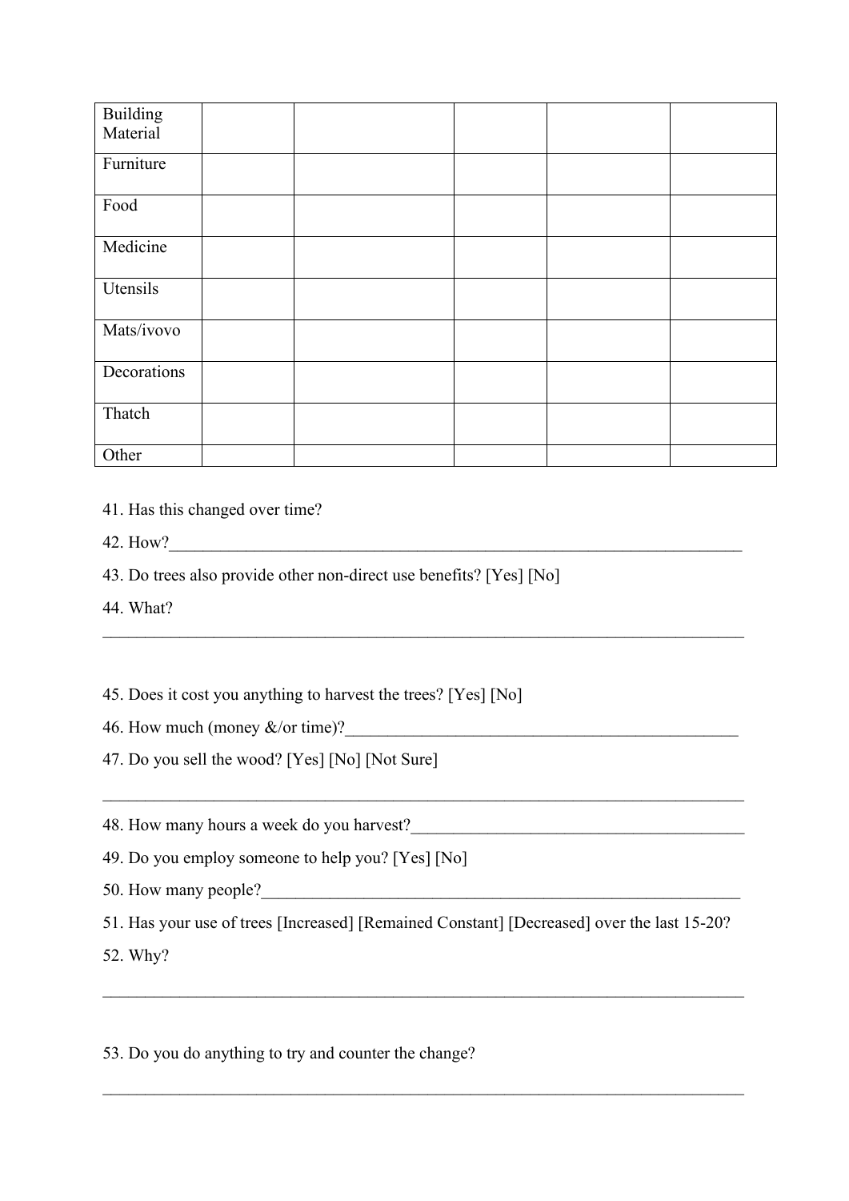| | | | | | |
|---|---|---|---|---|---|
| Building Material | | | | | |
| Furniture | | | | | |
| Food | | | | | |
| Medicine | | | | | |
| Utensils | | | | | |
| Mats/ivovo | | | | | |
| Decorations | | | | | |
| Thatch | | | | | |
| Other | | | | | |

41. Has this changed over time?

42. How?________________________________________________________________________

43. Do trees also provide other non-direct use benefits? [Yes] [No]

44. What?

_____________________________________________________________________________

45. Does it cost you anything to harvest the trees? [Yes] [No]

46. How much (money &/or time)?_______________________________________________

47. Do you sell the wood? [Yes] [No] [Not Sure]

_____________________________________________________________________________

48. How many hours a week do you harvest?_______________________________________

49. Do you employ someone to help you? [Yes] [No]

50. How many people?_______________________________________________________

51. Has your use of trees [Increased] [Remained Constant] [Decreased] over the last 15-20?

52. Why?

_____________________________________________________________________________

53. Do you do anything to try and counter the change?

_____________________________________________________________________________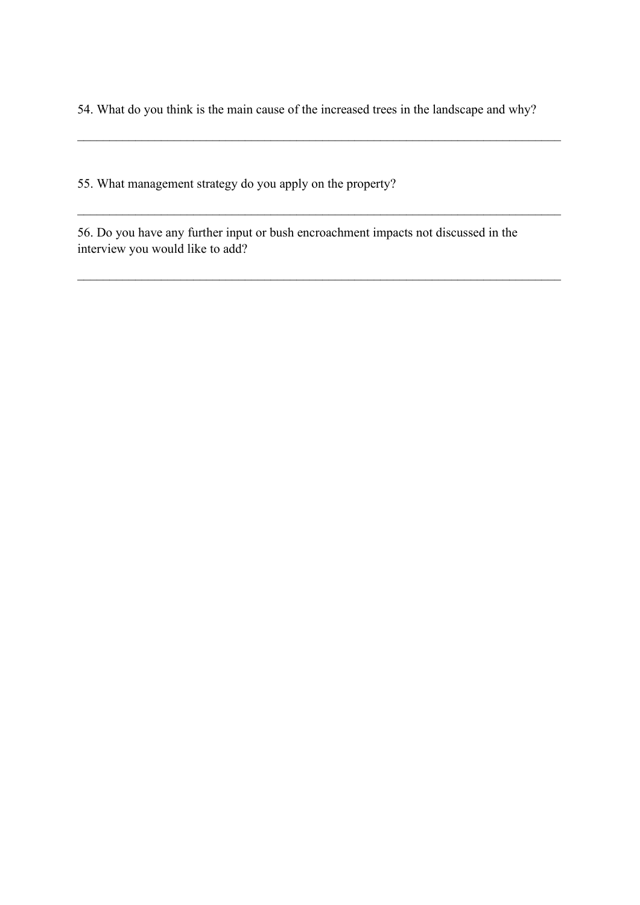54. What do you think is the main cause of the increased trees in the landscape and why?

_____________________________________________________________________________

55. What management strategy do you apply on the property?

_____________________________________________________________________________

56. Do you have any further input or bush encroachment impacts not discussed in the interview you would like to add?

_____________________________________________________________________________